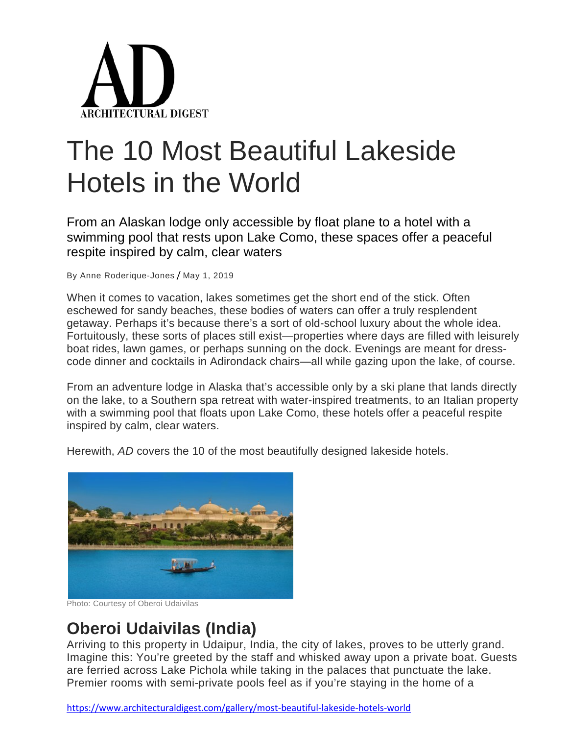# The 10 Most Beautiful Lakeside Hotels in the World

From an Alaskan lodge only accessible by float plane to a hotel with a swimming pool that rests upon Lake Como, these spaces offer a peaceful respite inspired by calm, clear waters

By Anne Roderique-Jones / May 1, 2019

When it comes to vacation, lakes sometimes get the short end of the stick. Often eschewed for sandy beaches, these bodies of waters can offer a truly resplendent getaway. Perhaps it's because there's a sort of old-school luxury about the whole idea. Fortuitously, these sorts of places still exist—properties where days are filled with leisurely boat rides, lawn games, or perhaps sunning on the dock. Evenings are meant for dress-code dinner and cocktails in Adirondack chairs—all while gazing upon the lake, of course.

From an adventure lodge in Alaska that's accessible only by a ski plane that lands directly on the lake, to a Southern spa retreat with water-inspired treatments, to an Italian property with a swimming pool that floats upon Lake Como, these hotels offer a peaceful respite inspired by calm, clear waters.

Herewith, *AD* covers the 10 of the most beautifully designed lakeside hotels.

Photo: Courtesy of Oberoi Udaivilas

## Oberoi Udaivilas (India)

Arriving to this property in Udaipur, India, the city of lakes, proves to be utterly grand. Imagine this: You're greeted by the staff and whisked away upon a private boat. Guests are ferried across Lake Pichola while taking in the palaces that punctuate the lake. Premier rooms with semi-private pools feel as if you're staying in the home of a

https://www.architecturaldigest.com/gallery/most-beautiful-lakeside-hotels-world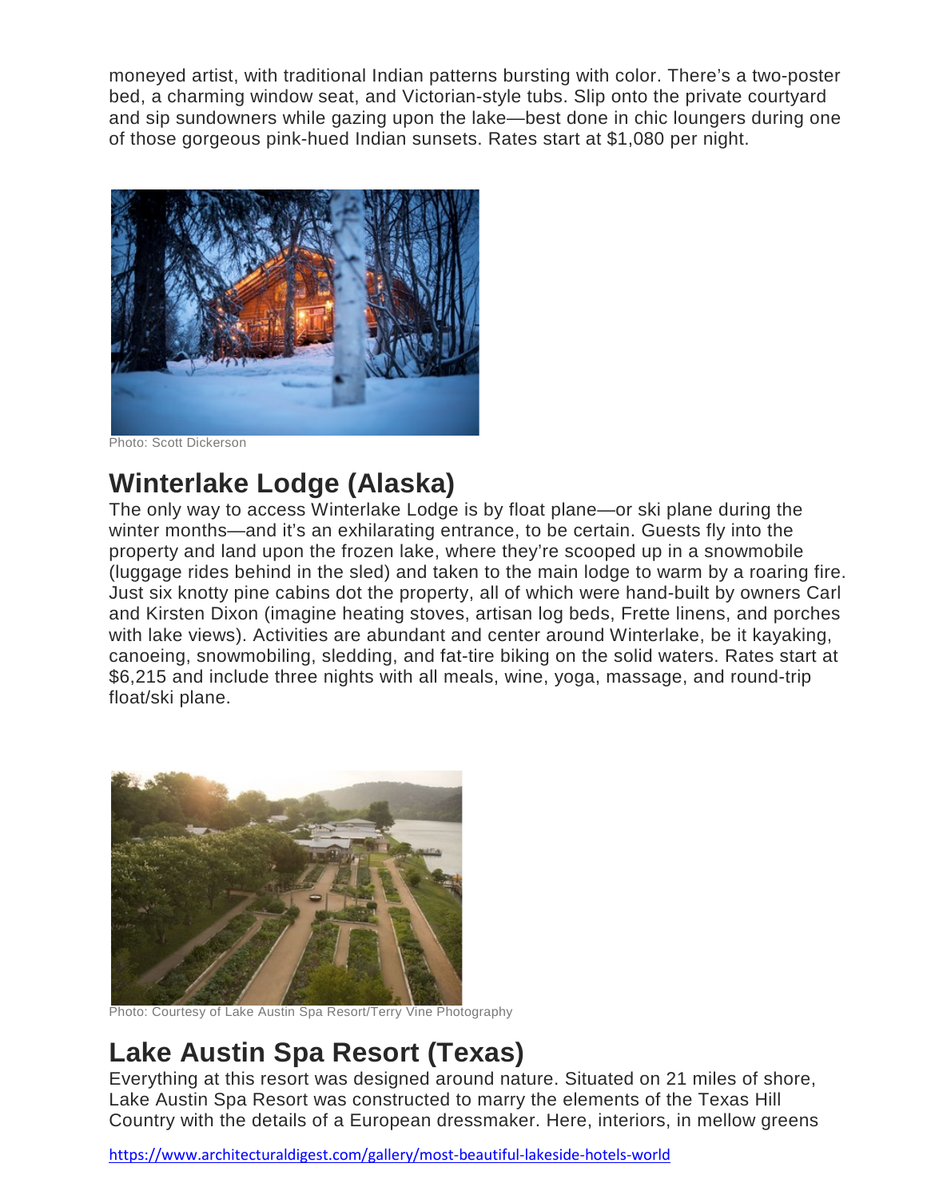moneyed artist, with traditional Indian patterns bursting with color. There's a two-poster bed, a charming window seat, and Victorian-style tubs. Slip onto the private courtyard and sip sundowners while gazing upon the lake—best done in chic loungers during one of those gorgeous pink-hued Indian sunsets. Rates start at $1,080 per night.

Photo: Scott Dickerson

## Winterlake Lodge (Alaska)

The only way to access Winterlake Lodge is by float plane—or ski plane during the winter months—and it's an exhilarating entrance, to be certain. Guests fly into the property and land upon the frozen lake, where they're scooped up in a snowmobile (luggage rides behind in the sled) and taken to the main lodge to warm by a roaring fire. Just six knotty pine cabins dot the property, all of which were hand-built by owners Carl and Kirsten Dixon (imagine heating stoves, artisan log beds, Frette linens, and porches with lake views). Activities are abundant and center around Winterlake, be it kayaking, canoeing, snowmobiling, sledding, and fat-tire biking on the solid waters. Rates start at $6,215 and include three nights with all meals, wine, yoga, massage, and round-trip float/ski plane.

Photo: Courtesy of Lake Austin Spa Resort/Terry Vine Photography

## Lake Austin Spa Resort (Texas)

Everything at this resort was designed around nature. Situated on 21 miles of shore, Lake Austin Spa Resort was constructed to marry the elements of the Texas Hill Country with the details of a European dressmaker. Here, interiors, in mellow greens

https://www.architecturaldigest.com/gallery/most-beautiful-lakeside-hotels-world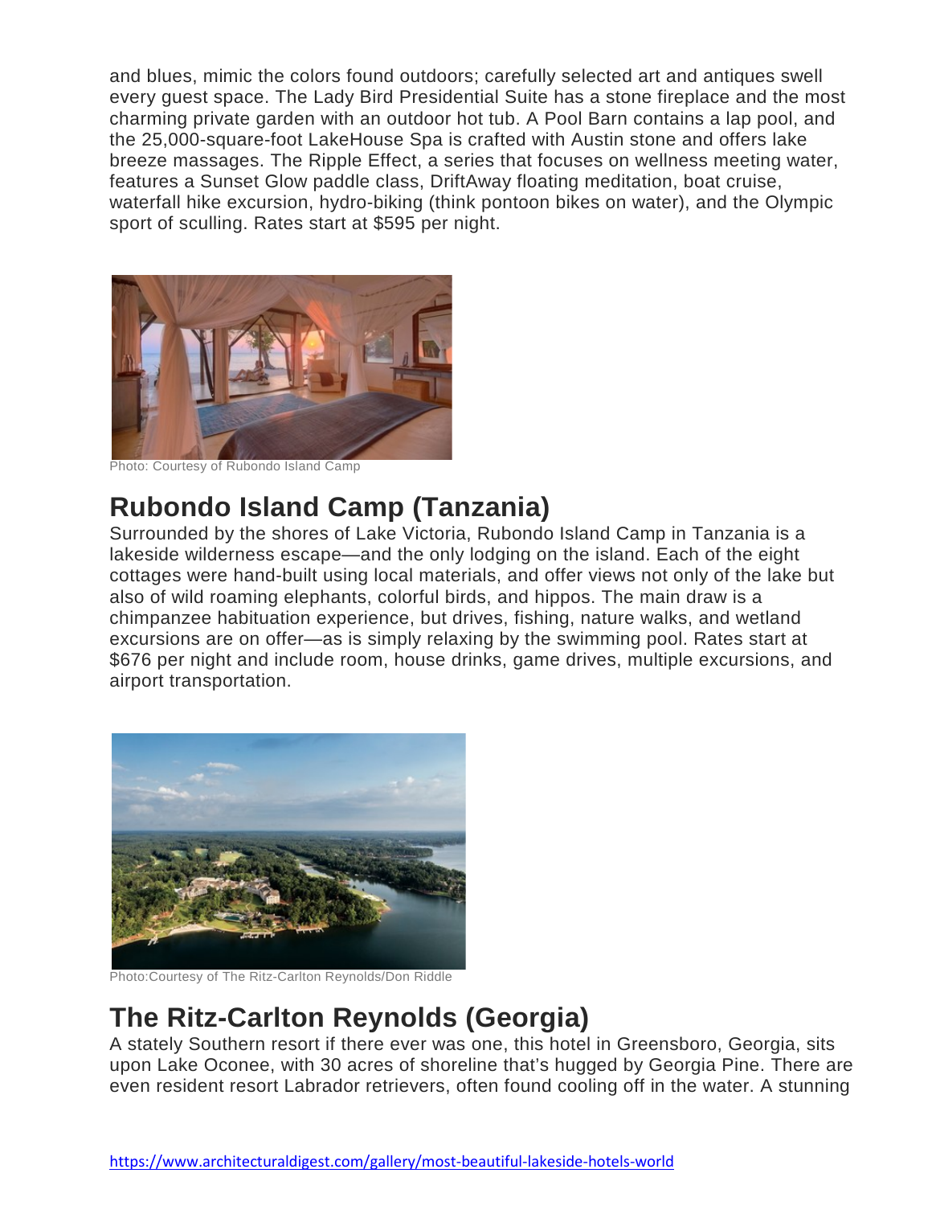and blues, mimic the colors found outdoors; carefully selected art and antiques swell every guest space. The Lady Bird Presidential Suite has a stone fireplace and the most charming private garden with an outdoor hot tub. A Pool Barn contains a lap pool, and the 25,000-square-foot LakeHouse Spa is crafted with Austin stone and offers lake breeze massages. The Ripple Effect, a series that focuses on wellness meeting water, features a Sunset Glow paddle class, DriftAway floating meditation, boat cruise, waterfall hike excursion, hydro-biking (think pontoon bikes on water), and the Olympic sport of sculling. Rates start at $595 per night.

Photo: Courtesy of Rubondo Island Camp

## Rubondo Island Camp (Tanzania)

Surrounded by the shores of Lake Victoria, Rubondo Island Camp in Tanzania is a lakeside wilderness escape—and the only lodging on the island. Each of the eight cottages were hand-built using local materials, and offer views not only of the lake but also of wild roaming elephants, colorful birds, and hippos. The main draw is a chimpanzee habituation experience, but drives, fishing, nature walks, and wetland excursions are on offer—as is simply relaxing by the swimming pool. Rates start at $676 per night and include room, house drinks, game drives, multiple excursions, and airport transportation.

Photo:Courtesy of The Ritz-Carlton Reynolds/Don Riddle

## The Ritz-Carlton Reynolds (Georgia)

A stately Southern resort if there ever was one, this hotel in Greensboro, Georgia, sits upon Lake Oconee, with 30 acres of shoreline that's hugged by Georgia Pine. There are even resident resort Labrador retrievers, often found cooling off in the water. A stunning

https://www.architecturaldigest.com/gallery/most-beautiful-lakeside-hotels-world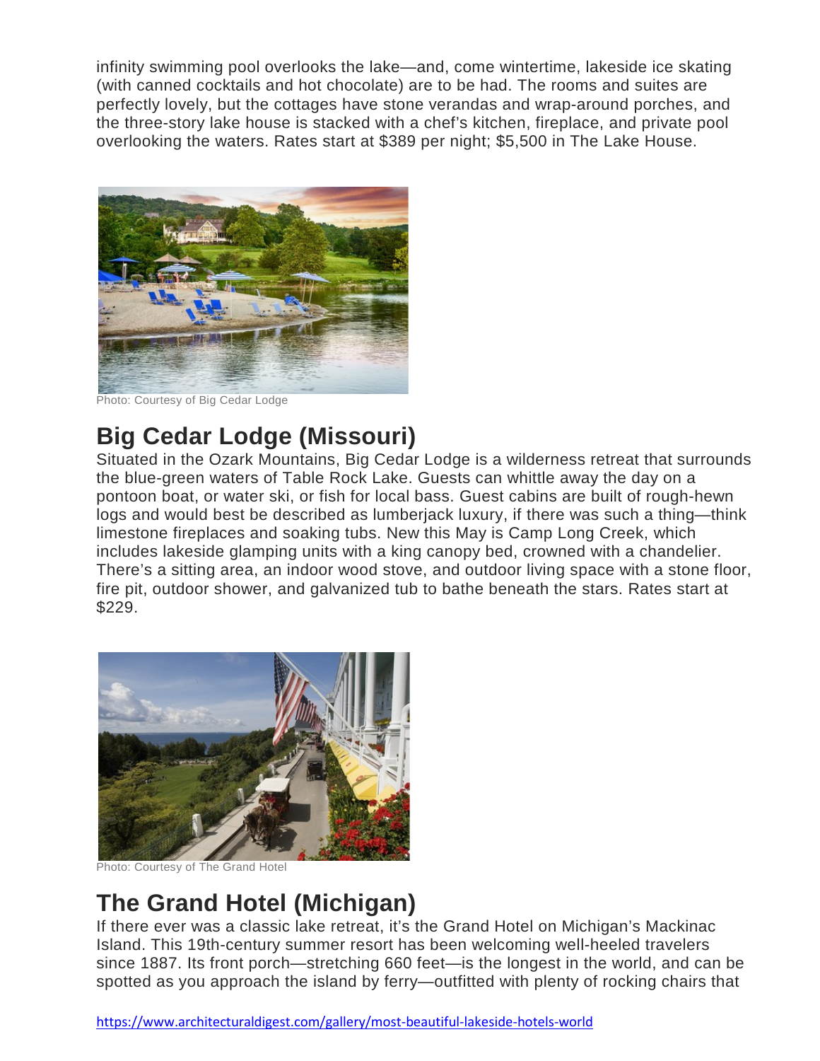infinity swimming pool overlooks the lake—and, come wintertime, lakeside ice skating (with canned cocktails and hot chocolate) are to be had. The rooms and suites are perfectly lovely, but the cottages have stone verandas and wrap-around porches, and the three-story lake house is stacked with a chef's kitchen, fireplace, and private pool overlooking the waters. Rates start at $389 per night; $5,500 in The Lake House.

Photo: Courtesy of Big Cedar Lodge

## Big Cedar Lodge (Missouri)

Situated in the Ozark Mountains, Big Cedar Lodge is a wilderness retreat that surrounds the blue-green waters of Table Rock Lake. Guests can whittle away the day on a pontoon boat, or water ski, or fish for local bass. Guest cabins are built of rough-hewn logs and would best be described as lumberjack luxury, if there was such a thing—think limestone fireplaces and soaking tubs. New this May is Camp Long Creek, which includes lakeside glamping units with a king canopy bed, crowned with a chandelier. There's a sitting area, an indoor wood stove, and outdoor living space with a stone floor, fire pit, outdoor shower, and galvanized tub to bathe beneath the stars. Rates start at $229.

Photo: Courtesy of The Grand Hotel

## The Grand Hotel (Michigan)

If there ever was a classic lake retreat, it's the Grand Hotel on Michigan's Mackinac Island. This 19th-century summer resort has been welcoming well-heeled travelers since 1887. Its front porch—stretching 660 feet—is the longest in the world, and can be spotted as you approach the island by ferry—outfitted with plenty of rocking chairs that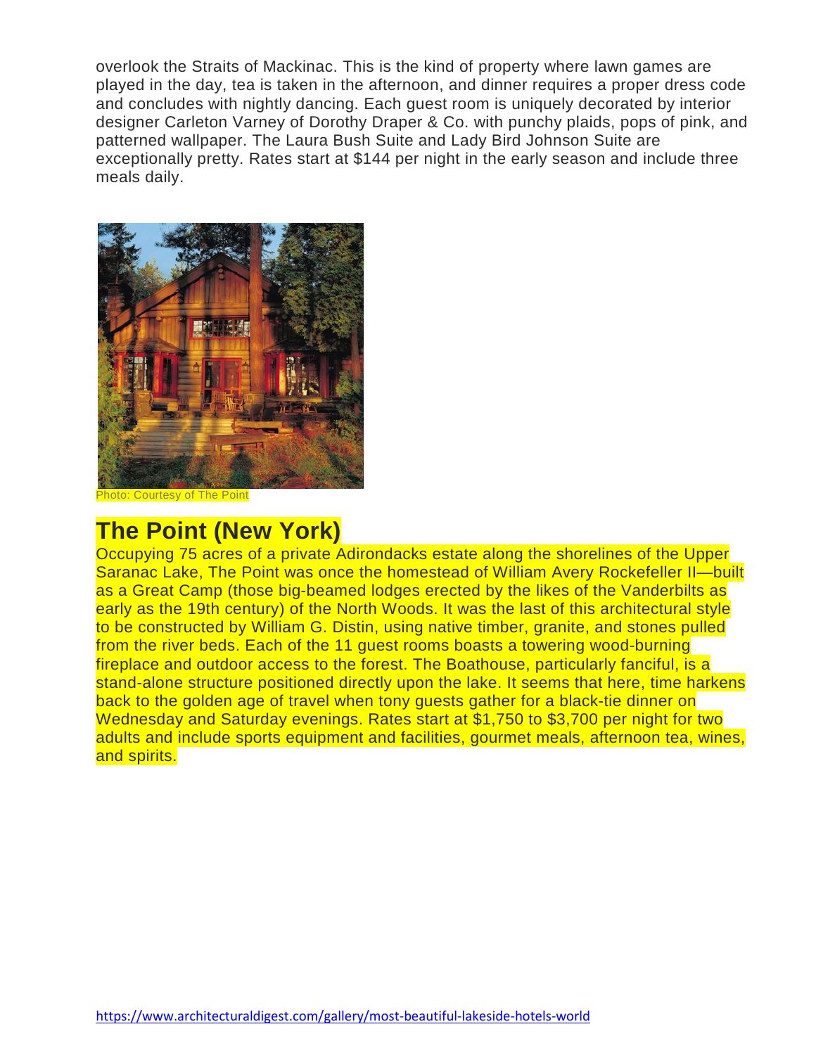overlook the Straits of Mackinac. This is the kind of property where lawn games are played in the day, tea is taken in the afternoon, and dinner requires a proper dress code and concludes with nightly dancing. Each guest room is uniquely decorated by interior designer Carleton Varney of Dorothy Draper & Co. with punchy plaids, pops of pink, and patterned wallpaper. The Laura Bush Suite and Lady Bird Johnson Suite are exceptionally pretty. Rates start at $144 per night in the early season and include three meals daily.

Photo: Courtesy of The Point

## The Point (New York)

Occupying 75 acres of a private Adirondacks estate along the shorelines of the Upper Saranac Lake, The Point was once the homestead of William Avery Rockefeller II—built as a Great Camp (those big-beamed lodges erected by the likes of the Vanderbilts as early as the 19th century) of the North Woods. It was the last of this architectural style to be constructed by William G. Distin, using native timber, granite, and stones pulled from the river beds. Each of the 11 guest rooms boasts a towering wood-burning fireplace and outdoor access to the forest. The Boathouse, particularly fanciful, is a stand-alone structure positioned directly upon the lake. It seems that here, time harkens back to the golden age of travel when tony guests gather for a black-tie dinner on Wednesday and Saturday evenings. Rates start at $1,750 to $3,700 per night for two adults and include sports equipment and facilities, gourmet meals, afternoon tea, wines, and spirits.

https://www.architecturaldigest.com/gallery/most-beautiful-lakeside-hotels-world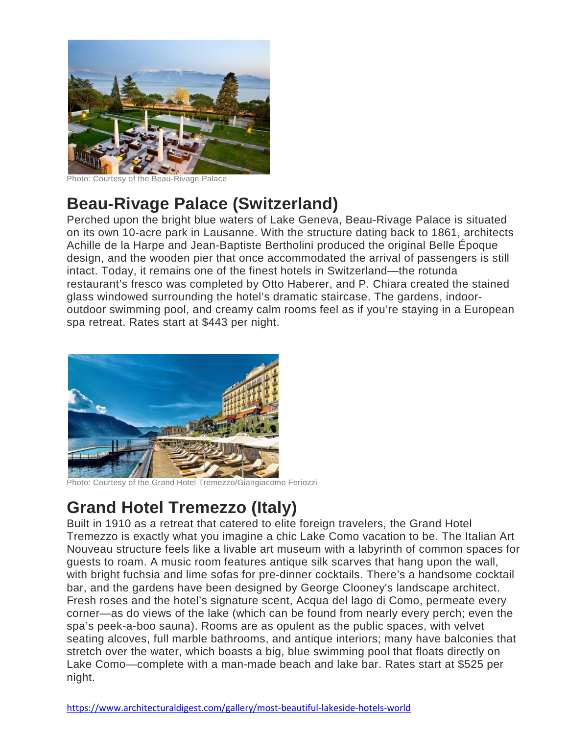Photo: Courtesy of the Beau-Rivage Palace

## Beau-Rivage Palace (Switzerland)

Perched upon the bright blue waters of Lake Geneva, Beau-Rivage Palace is situated on its own 10-acre park in Lausanne. With the structure dating back to 1861, architects Achille de la Harpe and Jean-Baptiste Bertholini produced the original Belle Époque design, and the wooden pier that once accommodated the arrival of passengers is still intact. Today, it remains one of the finest hotels in Switzerland—the rotunda restaurant's fresco was completed by Otto Haberer, and P. Chiara created the stained glass windowed surrounding the hotel's dramatic staircase. The gardens, indoor-outdoor swimming pool, and creamy calm rooms feel as if you're staying in a European spa retreat. Rates start at $443 per night.

Photo: Courtesy of the Grand Hotel Tremezzo/Giangiacomo Feriozzi

## Grand Hotel Tremezzo (Italy)

Built in 1910 as a retreat that catered to elite foreign travelers, the Grand Hotel Tremezzo is exactly what you imagine a chic Lake Como vacation to be. The Italian Art Nouveau structure feels like a livable art museum with a labyrinth of common spaces for guests to roam. A music room features antique silk scarves that hang upon the wall, with bright fuchsia and lime sofas for pre-dinner cocktails. There's a handsome cocktail bar, and the gardens have been designed by George Clooney's landscape architect. Fresh roses and the hotel's signature scent, Acqua del lago di Como, permeate every corner—as do views of the lake (which can be found from nearly every perch; even the spa's peek-a-boo sauna). Rooms are as opulent as the public spaces, with velvet seating alcoves, full marble bathrooms, and antique interiors; many have balconies that stretch over the water, which boasts a big, blue swimming pool that floats directly on Lake Como—complete with a man-made beach and lake bar. Rates start at $525 per night.

https://www.architecturaldigest.com/gallery/most-beautiful-lakeside-hotels-world